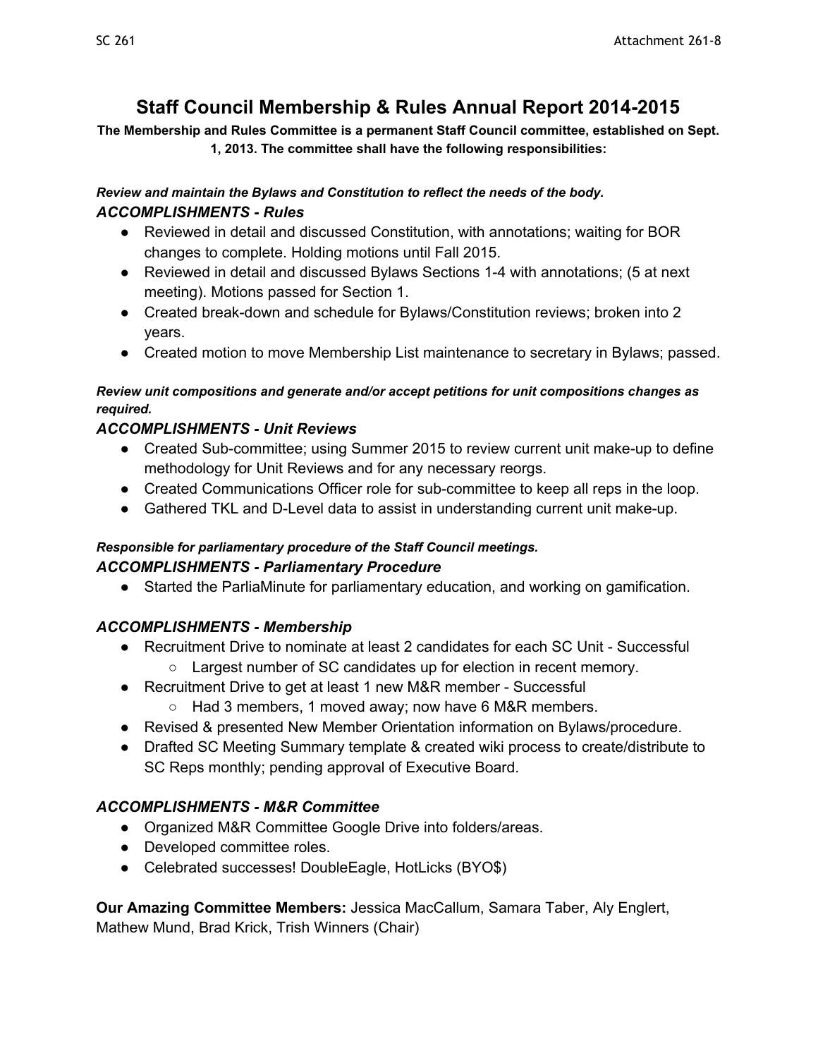# Staff Council Membership & Rules Annual Report 2014-2015

**The Membership and Rules Committee is a permanent Staff Council committee, established on Sept. 1, 2013. The committee shall have the following responsibilities:**

***Review and maintain the Bylaws and Constitution to reflect the needs of the body.***

### *ACCOMPLISHMENTS - Rules*

- Reviewed in detail and discussed Constitution, with annotations; waiting for BOR changes to complete. Holding motions until Fall 2015.
- Reviewed in detail and discussed Bylaws Sections 1-4 with annotations; (5 at next meeting). Motions passed for Section 1.
- Created break-down and schedule for Bylaws/Constitution reviews; broken into 2 years.
- Created motion to move Membership List maintenance to secretary in Bylaws; passed.

***Review unit compositions and generate and/or accept petitions for unit compositions changes as required.***

### *ACCOMPLISHMENTS - Unit Reviews*

- Created Sub-committee; using Summer 2015 to review current unit make-up to define methodology for Unit Reviews and for any necessary reorgs.
- Created Communications Officer role for sub-committee to keep all reps in the loop.
- Gathered TKL and D-Level data to assist in understanding current unit make-up.

***Responsible for parliamentary procedure of the Staff Council meetings.***

### *ACCOMPLISHMENTS - Parliamentary Procedure*

- Started the ParliaMinute for parliamentary education, and working on gamification.

### *ACCOMPLISHMENTS - Membership*

- Recruitment Drive to nominate at least 2 candidates for each SC Unit - Successful
  - Largest number of SC candidates up for election in recent memory.
- Recruitment Drive to get at least 1 new M&R member - Successful
  - Had 3 members, 1 moved away; now have 6 M&R members.
- Revised & presented New Member Orientation information on Bylaws/procedure.
- Drafted SC Meeting Summary template & created wiki process to create/distribute to SC Reps monthly; pending approval of Executive Board.

### *ACCOMPLISHMENTS - M&R Committee*

- Organized M&R Committee Google Drive into folders/areas.
- Developed committee roles.
- Celebrated successes! DoubleEagle, HotLicks (BYO$)

**Our Amazing Committee Members:** Jessica MacCallum, Samara Taber, Aly Englert, Mathew Mund, Brad Krick, Trish Winners (Chair)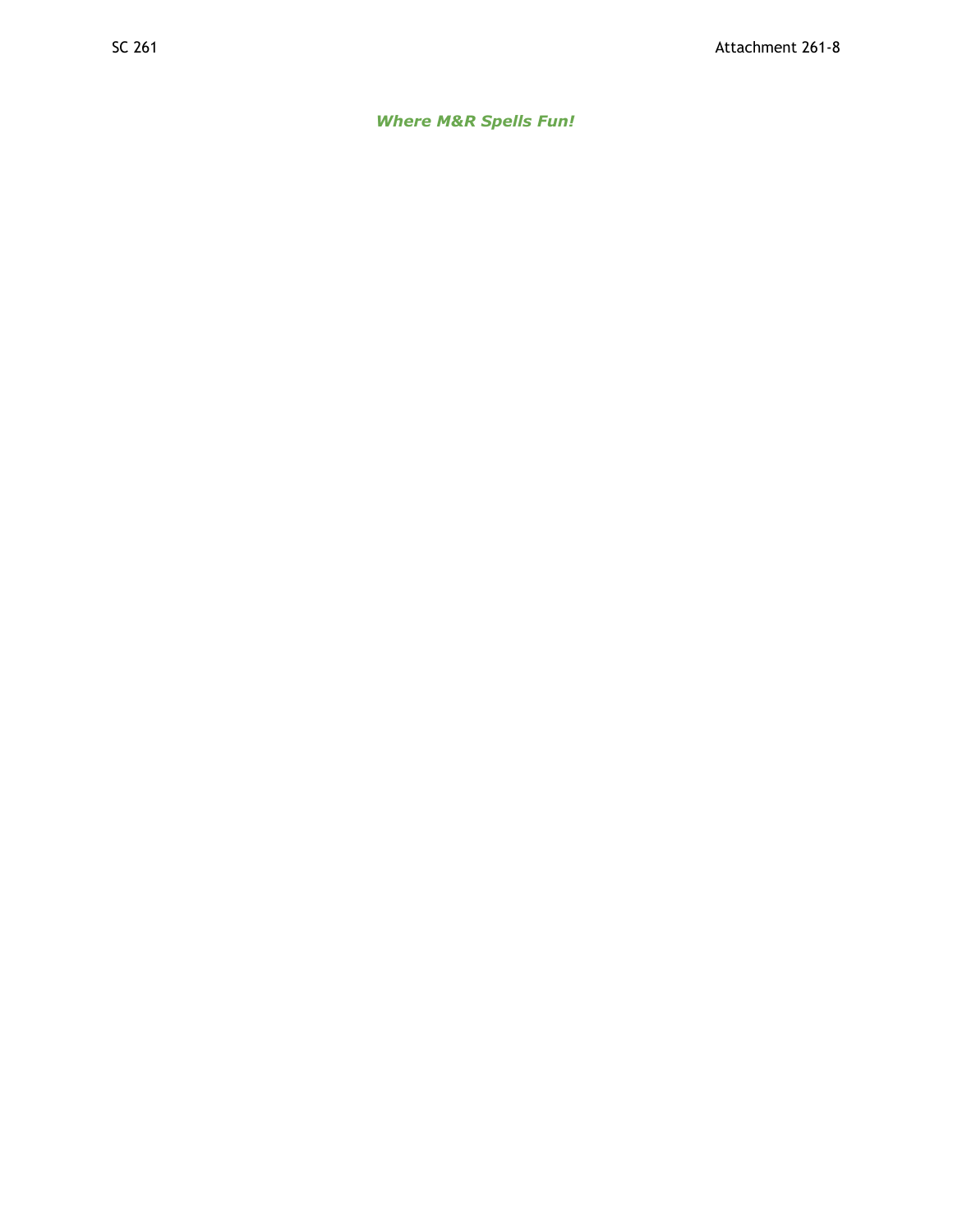***Where M&R Spells Fun!***